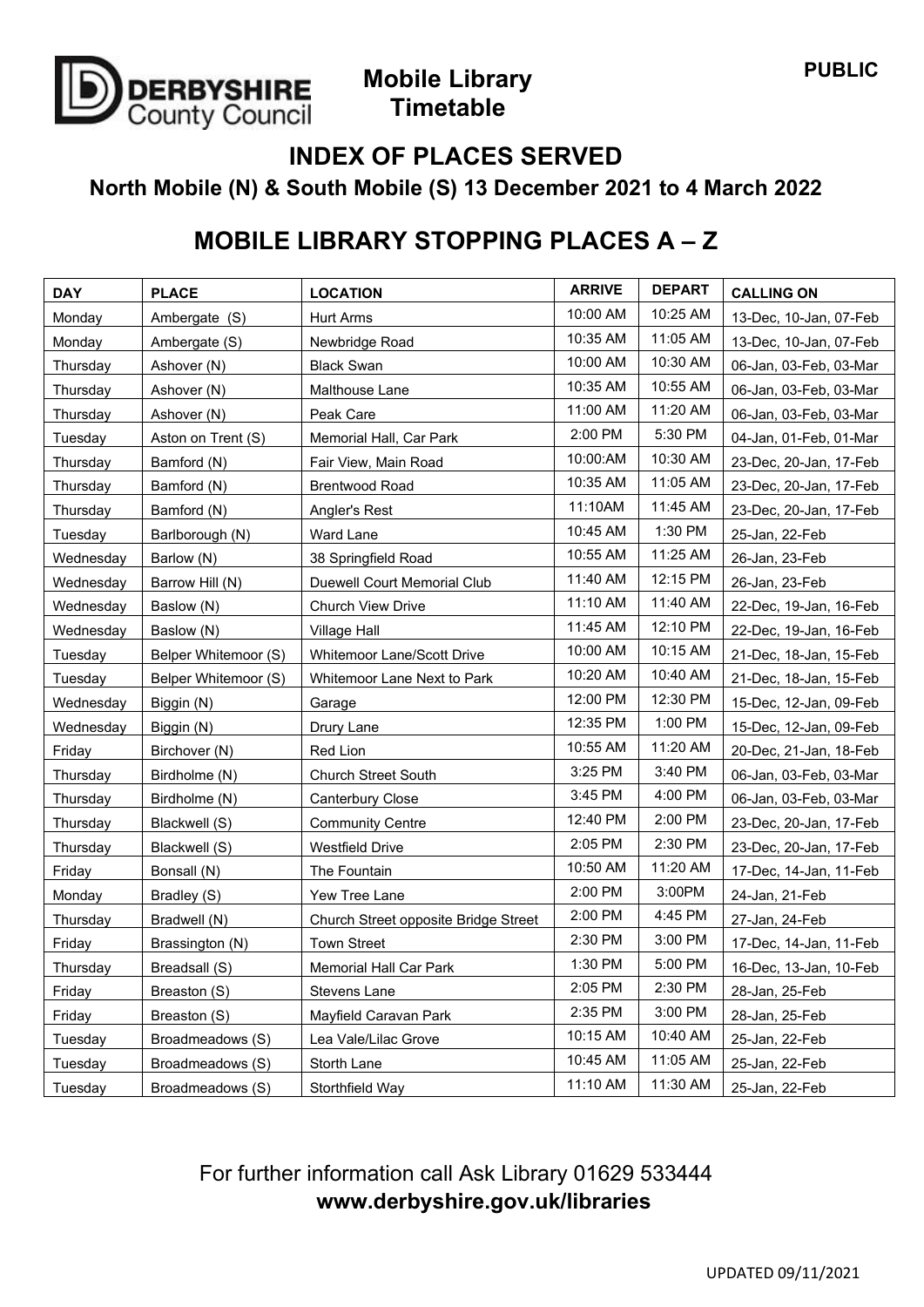**PUBLIC**

**DERBYSHIRE County Council**

# Mobile Library Timetable

## INDEX OF PLACES SERVED

### North Mobile (N) & South Mobile (S) 13 December 2021 to 4 March 2022

## MOBILE LIBRARY STOPPING PLACES A – Z

| DAY | PLACE | LOCATION | ARRIVE | DEPART | CALLING ON |
|---|---|---|---|---|---|
| Monday | Ambergate (S) | Hurt Arms | 10:00 AM | 10:25 AM | 13-Dec, 10-Jan, 07-Feb |
| Monday | Ambergate (S) | Newbridge Road | 10:35 AM | 11:05 AM | 13-Dec, 10-Jan, 07-Feb |
| Thursday | Ashover (N) | Black Swan | 10:00 AM | 10:30 AM | 06-Jan, 03-Feb, 03-Mar |
| Thursday | Ashover (N) | Malthouse Lane | 10:35 AM | 10:55 AM | 06-Jan, 03-Feb, 03-Mar |
| Thursday | Ashover (N) | Peak Care | 11:00 AM | 11:20 AM | 06-Jan, 03-Feb, 03-Mar |
| Tuesday | Aston on Trent (S) | Memorial Hall, Car Park | 2:00 PM | 5:30 PM | 04-Jan, 01-Feb, 01-Mar |
| Thursday | Bamford (N) | Fair View, Main Road | 10:00:AM | 10:30 AM | 23-Dec, 20-Jan, 17-Feb |
| Thursday | Bamford (N) | Brentwood Road | 10:35 AM | 11:05 AM | 23-Dec, 20-Jan, 17-Feb |
| Thursday | Bamford (N) | Angler's Rest | 11:10AM | 11:45 AM | 23-Dec, 20-Jan, 17-Feb |
| Tuesday | Barlborough (N) | Ward Lane | 10:45 AM | 1:30 PM | 25-Jan, 22-Feb |
| Wednesday | Barlow (N) | 38 Springfield Road | 10:55 AM | 11:25 AM | 26-Jan, 23-Feb |
| Wednesday | Barrow Hill (N) | Duewell Court Memorial Club | 11:40 AM | 12:15 PM | 26-Jan, 23-Feb |
| Wednesday | Baslow (N) | Church View Drive | 11:10 AM | 11:40 AM | 22-Dec, 19-Jan, 16-Feb |
| Wednesday | Baslow (N) | Village Hall | 11:45 AM | 12:10 PM | 22-Dec, 19-Jan, 16-Feb |
| Tuesday | Belper Whitemoor (S) | Whitemoor Lane/Scott Drive | 10:00 AM | 10:15 AM | 21-Dec, 18-Jan, 15-Feb |
| Tuesday | Belper Whitemoor (S) | Whitemoor Lane Next to Park | 10:20 AM | 10:40 AM | 21-Dec, 18-Jan, 15-Feb |
| Wednesday | Biggin (N) | Garage | 12:00 PM | 12:30 PM | 15-Dec, 12-Jan, 09-Feb |
| Wednesday | Biggin (N) | Drury Lane | 12:35 PM | 1:00 PM | 15-Dec, 12-Jan, 09-Feb |
| Friday | Birchover (N) | Red Lion | 10:55 AM | 11:20 AM | 20-Dec, 21-Jan, 18-Feb |
| Thursday | Birdholme (N) | Church Street South | 3:25 PM | 3:40 PM | 06-Jan, 03-Feb, 03-Mar |
| Thursday | Birdholme (N) | Canterbury Close | 3:45 PM | 4:00 PM | 06-Jan, 03-Feb, 03-Mar |
| Thursday | Blackwell (S) | Community Centre | 12:40 PM | 2:00 PM | 23-Dec, 20-Jan, 17-Feb |
| Thursday | Blackwell (S) | Westfield Drive | 2:05 PM | 2:30 PM | 23-Dec, 20-Jan, 17-Feb |
| Friday | Bonsall (N) | The Fountain | 10:50 AM | 11:20 AM | 17-Dec, 14-Jan, 11-Feb |
| Monday | Bradley (S) | Yew Tree Lane | 2:00 PM | 3:00PM | 24-Jan, 21-Feb |
| Thursday | Bradwell (N) | Church Street opposite Bridge Street | 2:00 PM | 4:45 PM | 27-Jan, 24-Feb |
| Friday | Brassington (N) | Town Street | 2:30 PM | 3:00 PM | 17-Dec, 14-Jan, 11-Feb |
| Thursday | Breadsall (S) | Memorial Hall Car Park | 1:30 PM | 5:00 PM | 16-Dec, 13-Jan, 10-Feb |
| Friday | Breaston (S) | Stevens Lane | 2:05 PM | 2:30 PM | 28-Jan, 25-Feb |
| Friday | Breaston (S) | Mayfield Caravan Park | 2:35 PM | 3:00 PM | 28-Jan, 25-Feb |
| Tuesday | Broadmeadows (S) | Lea Vale/Lilac Grove | 10:15 AM | 10:40 AM | 25-Jan, 22-Feb |
| Tuesday | Broadmeadows (S) | Storth Lane | 10:45 AM | 11:05 AM | 25-Jan, 22-Feb |
| Tuesday | Broadmeadows (S) | Storthfield Way | 11:10 AM | 11:30 AM | 25-Jan, 22-Feb |

For further information call Ask Library 01629 533444
**www.derbyshire.gov.uk/libraries**

UPDATED 09/11/2021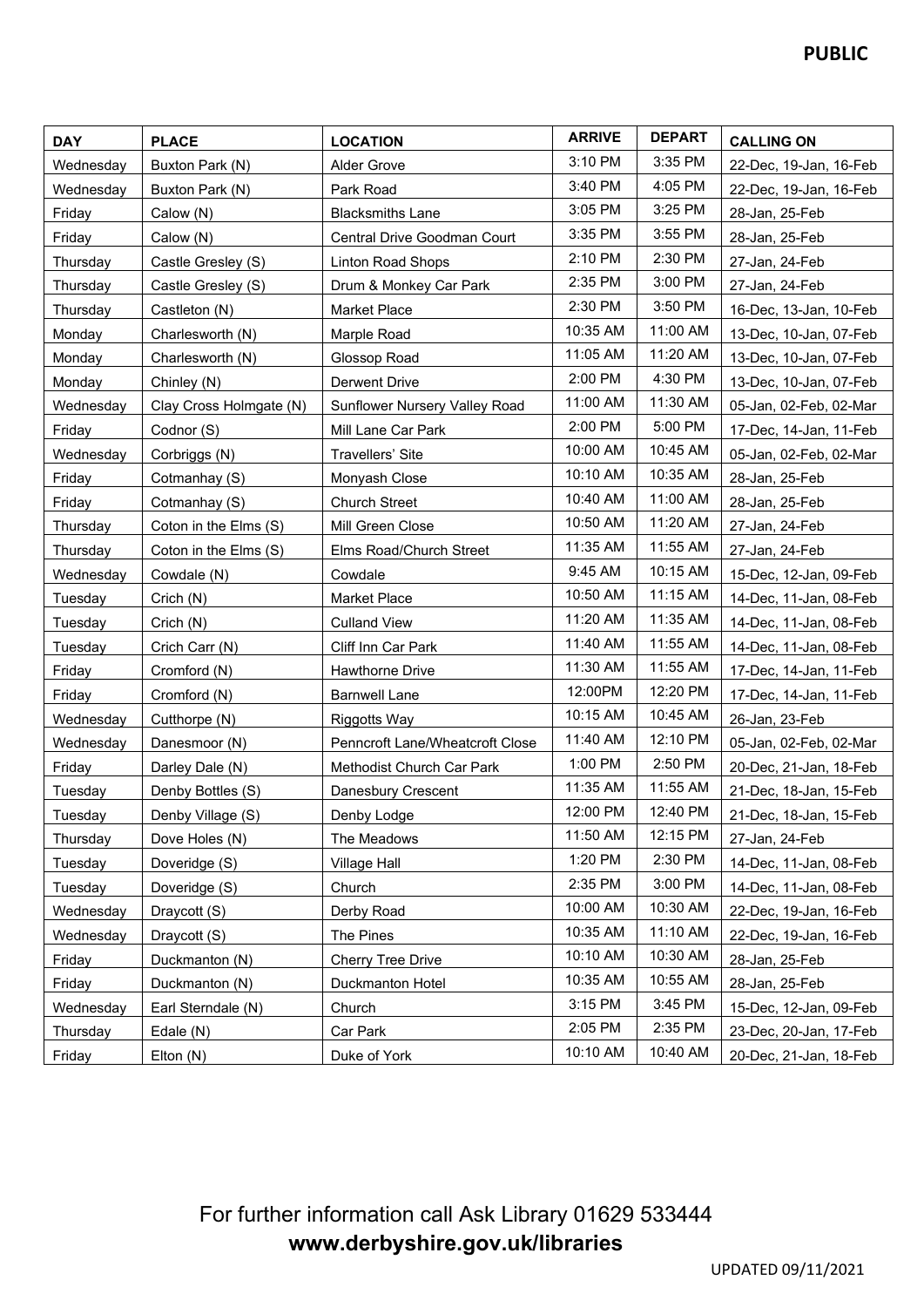| DAY | PLACE | LOCATION | ARRIVE | DEPART | CALLING ON |
|---|---|---|---|---|---|
| Wednesday | Buxton Park (N) | Alder Grove | 3:10 PM | 3:35 PM | 22-Dec, 19-Jan, 16-Feb |
| Wednesday | Buxton Park (N) | Park Road | 3:40 PM | 4:05 PM | 22-Dec, 19-Jan, 16-Feb |
| Friday | Calow (N) | Blacksmiths Lane | 3:05 PM | 3:25 PM | 28-Jan, 25-Feb |
| Friday | Calow (N) | Central Drive Goodman Court | 3:35 PM | 3:55 PM | 28-Jan, 25-Feb |
| Thursday | Castle Gresley (S) | Linton Road Shops | 2:10 PM | 2:30 PM | 27-Jan, 24-Feb |
| Thursday | Castle Gresley (S) | Drum & Monkey Car Park | 2:35 PM | 3:00 PM | 27-Jan, 24-Feb |
| Thursday | Castleton (N) | Market Place | 2:30 PM | 3:50 PM | 16-Dec, 13-Jan, 10-Feb |
| Monday | Charlesworth (N) | Marple Road | 10:35 AM | 11:00 AM | 13-Dec, 10-Jan, 07-Feb |
| Monday | Charlesworth (N) | Glossop Road | 11:05 AM | 11:20 AM | 13-Dec, 10-Jan, 07-Feb |
| Monday | Chinley (N) | Derwent Drive | 2:00 PM | 4:30 PM | 13-Dec, 10-Jan, 07-Feb |
| Wednesday | Clay Cross Holmgate (N) | Sunflower Nursery Valley Road | 11:00 AM | 11:30 AM | 05-Jan, 02-Feb, 02-Mar |
| Friday | Codnor (S) | Mill Lane Car Park | 2:00 PM | 5:00 PM | 17-Dec, 14-Jan, 11-Feb |
| Wednesday | Corbriggs (N) | Travellers' Site | 10:00 AM | 10:45 AM | 05-Jan, 02-Feb, 02-Mar |
| Friday | Cotmanhay (S) | Monyash Close | 10:10 AM | 10:35 AM | 28-Jan, 25-Feb |
| Friday | Cotmanhay (S) | Church Street | 10:40 AM | 11:00 AM | 28-Jan, 25-Feb |
| Thursday | Coton in the Elms (S) | Mill Green Close | 10:50 AM | 11:20 AM | 27-Jan, 24-Feb |
| Thursday | Coton in the Elms (S) | Elms Road/Church Street | 11:35 AM | 11:55 AM | 27-Jan, 24-Feb |
| Wednesday | Cowdale (N) | Cowdale | 9:45 AM | 10:15 AM | 15-Dec, 12-Jan, 09-Feb |
| Tuesday | Crich (N) | Market Place | 10:50 AM | 11:15 AM | 14-Dec, 11-Jan, 08-Feb |
| Tuesday | Crich (N) | Culland View | 11:20 AM | 11:35 AM | 14-Dec, 11-Jan, 08-Feb |
| Tuesday | Crich Carr (N) | Cliff Inn Car Park | 11:40 AM | 11:55 AM | 14-Dec, 11-Jan, 08-Feb |
| Friday | Cromford (N) | Hawthorne Drive | 11:30 AM | 11:55 AM | 17-Dec, 14-Jan, 11-Feb |
| Friday | Cromford (N) | Barnwell Lane | 12:00PM | 12:20 PM | 17-Dec, 14-Jan, 11-Feb |
| Wednesday | Cutthorpe (N) | Riggotts Way | 10:15 AM | 10:45 AM | 26-Jan, 23-Feb |
| Wednesday | Danesmoor (N) | Penncroft Lane/Wheatcroft Close | 11:40 AM | 12:10 PM | 05-Jan, 02-Feb, 02-Mar |
| Friday | Darley Dale (N) | Methodist Church Car Park | 1:00 PM | 2:50 PM | 20-Dec, 21-Jan, 18-Feb |
| Tuesday | Denby Bottles (S) | Danesbury Crescent | 11:35 AM | 11:55 AM | 21-Dec, 18-Jan, 15-Feb |
| Tuesday | Denby Village (S) | Denby Lodge | 12:00 PM | 12:40 PM | 21-Dec, 18-Jan, 15-Feb |
| Thursday | Dove Holes (N) | The Meadows | 11:50 AM | 12:15 PM | 27-Jan, 24-Feb |
| Tuesday | Doveridge (S) | Village Hall | 1:20 PM | 2:30 PM | 14-Dec, 11-Jan, 08-Feb |
| Tuesday | Doveridge (S) | Church | 2:35 PM | 3:00 PM | 14-Dec, 11-Jan, 08-Feb |
| Wednesday | Draycott (S) | Derby Road | 10:00 AM | 10:30 AM | 22-Dec, 19-Jan, 16-Feb |
| Wednesday | Draycott (S) | The Pines | 10:35 AM | 11:10 AM | 22-Dec, 19-Jan, 16-Feb |
| Friday | Duckmanton (N) | Cherry Tree Drive | 10:10 AM | 10:30 AM | 28-Jan, 25-Feb |
| Friday | Duckmanton (N) | Duckmanton Hotel | 10:35 AM | 10:55 AM | 28-Jan, 25-Feb |
| Wednesday | Earl Sterndale (N) | Church | 3:15 PM | 3:45 PM | 15-Dec, 12-Jan, 09-Feb |
| Thursday | Edale (N) | Car Park | 2:05 PM | 2:35 PM | 23-Dec, 20-Jan, 17-Feb |
| Friday | Elton (N) | Duke of York | 10:10 AM | 10:40 AM | 20-Dec, 21-Jan, 18-Feb |

For further information call Ask Library 01629 533444
**www.derbyshire.gov.uk/libraries**

UPDATED 09/11/2021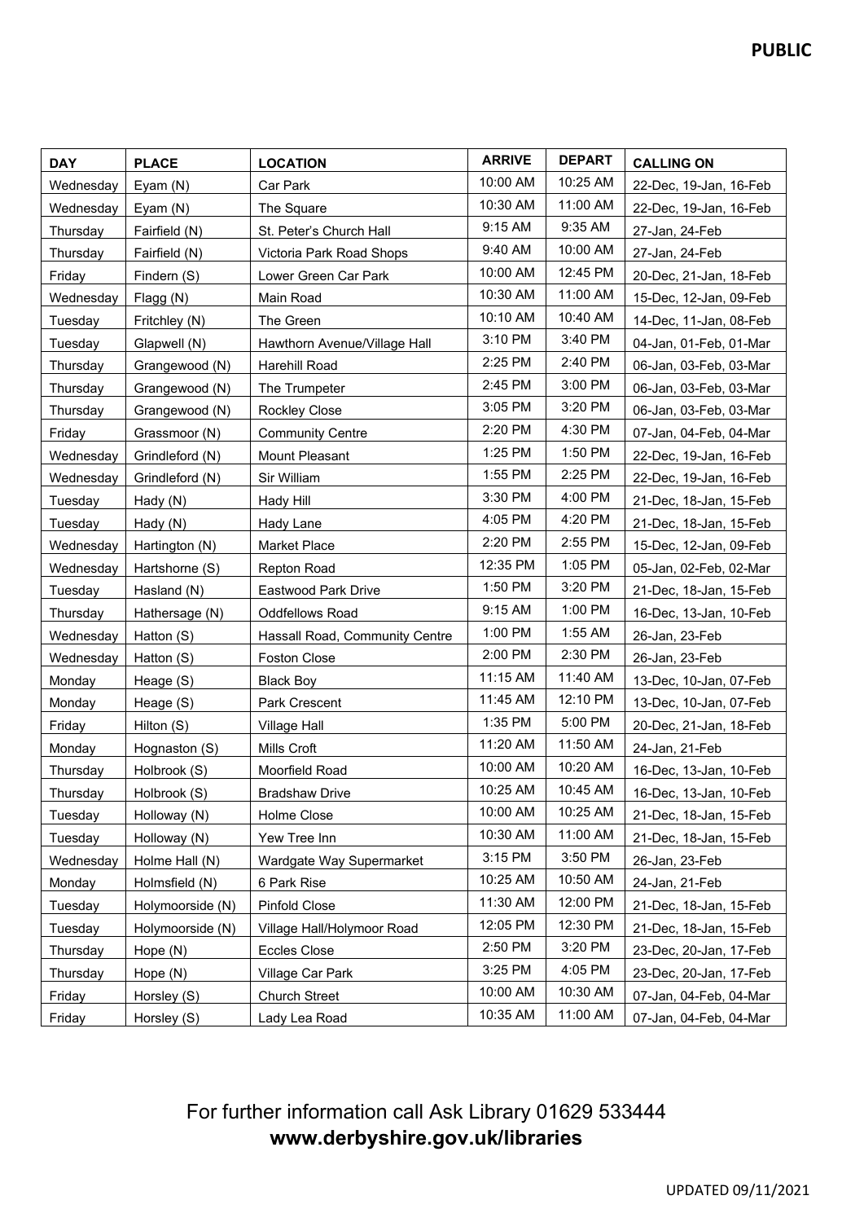**PUBLIC**

| DAY | PLACE | LOCATION | ARRIVE | DEPART | CALLING ON |
|---|---|---|---|---|---|
| Wednesday | Eyam (N) | Car Park | 10:00 AM | 10:25 AM | 22-Dec, 19-Jan, 16-Feb |
| Wednesday | Eyam (N) | The Square | 10:30 AM | 11:00 AM | 22-Dec, 19-Jan, 16-Feb |
| Thursday | Fairfield (N) | St. Peter's Church Hall | 9:15 AM | 9:35 AM | 27-Jan, 24-Feb |
| Thursday | Fairfield (N) | Victoria Park Road Shops | 9:40 AM | 10:00 AM | 27-Jan, 24-Feb |
| Friday | Findern (S) | Lower Green Car Park | 10:00 AM | 12:45 PM | 20-Dec, 21-Jan, 18-Feb |
| Wednesday | Flagg (N) | Main Road | 10:30 AM | 11:00 AM | 15-Dec, 12-Jan, 09-Feb |
| Tuesday | Fritchley (N) | The Green | 10:10 AM | 10:40 AM | 14-Dec, 11-Jan, 08-Feb |
| Tuesday | Glapwell (N) | Hawthorn Avenue/Village Hall | 3:10 PM | 3:40 PM | 04-Jan, 01-Feb, 01-Mar |
| Thursday | Grangewood (N) | Harehill Road | 2:25 PM | 2:40 PM | 06-Jan, 03-Feb, 03-Mar |
| Thursday | Grangewood (N) | The Trumpeter | 2:45 PM | 3:00 PM | 06-Jan, 03-Feb, 03-Mar |
| Thursday | Grangewood (N) | Rockley Close | 3:05 PM | 3:20 PM | 06-Jan, 03-Feb, 03-Mar |
| Friday | Grassmoor (N) | Community Centre | 2:20 PM | 4:30 PM | 07-Jan, 04-Feb, 04-Mar |
| Wednesday | Grindleford (N) | Mount Pleasant | 1:25 PM | 1:50 PM | 22-Dec, 19-Jan, 16-Feb |
| Wednesday | Grindleford (N) | Sir William | 1:55 PM | 2:25 PM | 22-Dec, 19-Jan, 16-Feb |
| Tuesday | Hady (N) | Hady Hill | 3:30 PM | 4:00 PM | 21-Dec, 18-Jan, 15-Feb |
| Tuesday | Hady (N) | Hady Lane | 4:05 PM | 4:20 PM | 21-Dec, 18-Jan, 15-Feb |
| Wednesday | Hartington (N) | Market Place | 2:20 PM | 2:55 PM | 15-Dec, 12-Jan, 09-Feb |
| Wednesday | Hartshorne (S) | Repton Road | 12:35 PM | 1:05 PM | 05-Jan, 02-Feb, 02-Mar |
| Tuesday | Hasland (N) | Eastwood Park Drive | 1:50 PM | 3:20 PM | 21-Dec, 18-Jan, 15-Feb |
| Thursday | Hathersage (N) | Oddfellows Road | 9:15 AM | 1:00 PM | 16-Dec, 13-Jan, 10-Feb |
| Wednesday | Hatton (S) | Hassall Road, Community Centre | 1:00 PM | 1:55 AM | 26-Jan, 23-Feb |
| Wednesday | Hatton (S) | Foston Close | 2:00 PM | 2:30 PM | 26-Jan, 23-Feb |
| Monday | Heage (S) | Black Boy | 11:15 AM | 11:40 AM | 13-Dec, 10-Jan, 07-Feb |
| Monday | Heage (S) | Park Crescent | 11:45 AM | 12:10 PM | 13-Dec, 10-Jan, 07-Feb |
| Friday | Hilton (S) | Village Hall | 1:35 PM | 5:00 PM | 20-Dec, 21-Jan, 18-Feb |
| Monday | Hognaston (S) | Mills Croft | 11:20 AM | 11:50 AM | 24-Jan, 21-Feb |
| Thursday | Holbrook (S) | Moorfield Road | 10:00 AM | 10:20 AM | 16-Dec, 13-Jan, 10-Feb |
| Thursday | Holbrook (S) | Bradshaw Drive | 10:25 AM | 10:45 AM | 16-Dec, 13-Jan, 10-Feb |
| Tuesday | Holloway (N) | Holme Close | 10:00 AM | 10:25 AM | 21-Dec, 18-Jan, 15-Feb |
| Tuesday | Holloway (N) | Yew Tree Inn | 10:30 AM | 11:00 AM | 21-Dec, 18-Jan, 15-Feb |
| Wednesday | Holme Hall (N) | Wardgate Way Supermarket | 3:15 PM | 3:50 PM | 26-Jan, 23-Feb |
| Monday | Holmsfield (N) | 6 Park Rise | 10:25 AM | 10:50 AM | 24-Jan, 21-Feb |
| Tuesday | Holymoorside (N) | Pinfold Close | 11:30 AM | 12:00 PM | 21-Dec, 18-Jan, 15-Feb |
| Tuesday | Holymoorside (N) | Village Hall/Holymoor Road | 12:05 PM | 12:30 PM | 21-Dec, 18-Jan, 15-Feb |
| Thursday | Hope (N) | Eccles Close | 2:50 PM | 3:20 PM | 23-Dec, 20-Jan, 17-Feb |
| Thursday | Hope (N) | Village Car Park | 3:25 PM | 4:05 PM | 23-Dec, 20-Jan, 17-Feb |
| Friday | Horsley (S) | Church Street | 10:00 AM | 10:30 AM | 07-Jan, 04-Feb, 04-Mar |
| Friday | Horsley (S) | Lady Lea Road | 10:35 AM | 11:00 AM | 07-Jan, 04-Feb, 04-Mar |

For further information call Ask Library 01629 533444

**www.derbyshire.gov.uk/libraries**

UPDATED 09/11/2021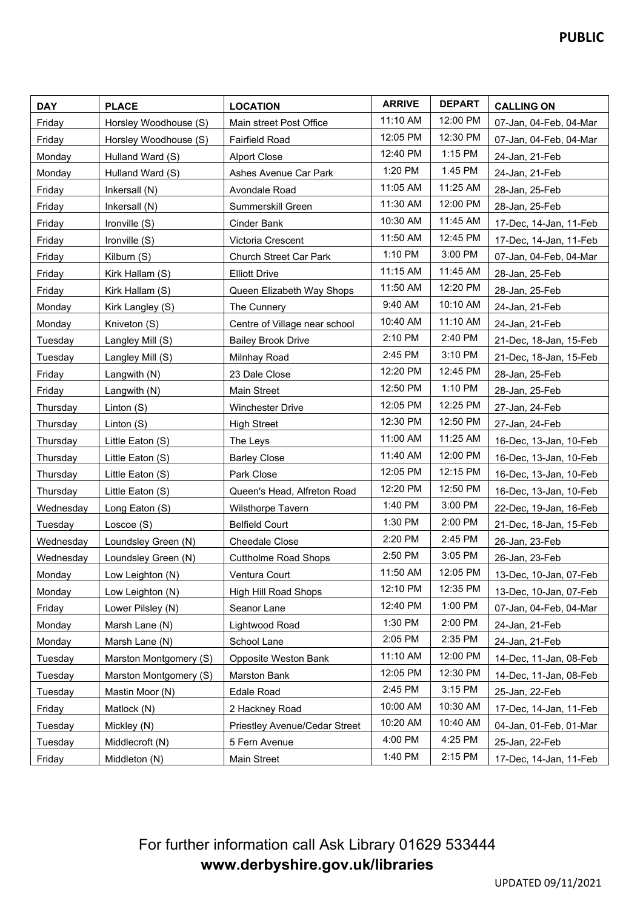| DAY | PLACE | LOCATION | ARRIVE | DEPART | CALLING ON |
|---|---|---|---|---|---|
| Friday | Horsley Woodhouse (S) | Main street Post Office | 11:10 AM | 12:00 PM | 07-Jan, 04-Feb, 04-Mar |
| Friday | Horsley Woodhouse (S) | Fairfield Road | 12:05 PM | 12:30 PM | 07-Jan, 04-Feb, 04-Mar |
| Monday | Hulland Ward (S) | Alport Close | 12:40 PM | 1:15 PM | 24-Jan, 21-Feb |
| Monday | Hulland Ward (S) | Ashes Avenue Car Park | 1:20 PM | 1.45 PM | 24-Jan, 21-Feb |
| Friday | Inkersall (N) | Avondale Road | 11:05 AM | 11:25 AM | 28-Jan, 25-Feb |
| Friday | Inkersall (N) | Summerskill Green | 11:30 AM | 12:00 PM | 28-Jan, 25-Feb |
| Friday | Ironville (S) | Cinder Bank | 10:30 AM | 11:45 AM | 17-Dec, 14-Jan, 11-Feb |
| Friday | Ironville (S) | Victoria Crescent | 11:50 AM | 12:45 PM | 17-Dec, 14-Jan, 11-Feb |
| Friday | Kilburn (S) | Church Street Car Park | 1:10 PM | 3:00 PM | 07-Jan, 04-Feb, 04-Mar |
| Friday | Kirk Hallam (S) | Elliott Drive | 11:15 AM | 11:45 AM | 28-Jan, 25-Feb |
| Friday | Kirk Hallam (S) | Queen Elizabeth Way Shops | 11:50 AM | 12:20 PM | 28-Jan, 25-Feb |
| Monday | Kirk Langley (S) | The Cunnery | 9:40 AM | 10:10 AM | 24-Jan, 21-Feb |
| Monday | Kniveton (S) | Centre of Village near school | 10:40 AM | 11:10 AM | 24-Jan, 21-Feb |
| Tuesday | Langley Mill (S) | Bailey Brook Drive | 2:10 PM | 2:40 PM | 21-Dec, 18-Jan, 15-Feb |
| Tuesday | Langley Mill (S) | Milnhay Road | 2:45 PM | 3:10 PM | 21-Dec, 18-Jan, 15-Feb |
| Friday | Langwith (N) | 23 Dale Close | 12:20 PM | 12:45 PM | 28-Jan, 25-Feb |
| Friday | Langwith (N) | Main Street | 12:50 PM | 1:10 PM | 28-Jan, 25-Feb |
| Thursday | Linton (S) | Winchester Drive | 12:05 PM | 12:25 PM | 27-Jan, 24-Feb |
| Thursday | Linton (S) | High Street | 12:30 PM | 12:50 PM | 27-Jan, 24-Feb |
| Thursday | Little Eaton (S) | The Leys | 11:00 AM | 11:25 AM | 16-Dec, 13-Jan, 10-Feb |
| Thursday | Little Eaton (S) | Barley Close | 11:40 AM | 12:00 PM | 16-Dec, 13-Jan, 10-Feb |
| Thursday | Little Eaton (S) | Park Close | 12:05 PM | 12:15 PM | 16-Dec, 13-Jan, 10-Feb |
| Thursday | Little Eaton (S) | Queen's Head, Alfreton Road | 12:20 PM | 12:50 PM | 16-Dec, 13-Jan, 10-Feb |
| Wednesday | Long Eaton (S) | Wilsthorpe Tavern | 1:40 PM | 3:00 PM | 22-Dec, 19-Jan, 16-Feb |
| Tuesday | Loscoe (S) | Belfield Court | 1:30 PM | 2:00 PM | 21-Dec, 18-Jan, 15-Feb |
| Wednesday | Loundsley Green (N) | Cheedale Close | 2:20 PM | 2:45 PM | 26-Jan, 23-Feb |
| Wednesday | Loundsley Green (N) | Cuttholme Road Shops | 2:50 PM | 3:05 PM | 26-Jan, 23-Feb |
| Monday | Low Leighton (N) | Ventura Court | 11:50 AM | 12:05 PM | 13-Dec, 10-Jan, 07-Feb |
| Monday | Low Leighton (N) | High Hill Road Shops | 12:10 PM | 12:35 PM | 13-Dec, 10-Jan, 07-Feb |
| Friday | Lower Pilsley (N) | Seanor Lane | 12:40 PM | 1:00 PM | 07-Jan, 04-Feb, 04-Mar |
| Monday | Marsh Lane (N) | Lightwood Road | 1:30 PM | 2:00 PM | 24-Jan, 21-Feb |
| Monday | Marsh Lane (N) | School Lane | 2:05 PM | 2:35 PM | 24-Jan, 21-Feb |
| Tuesday | Marston Montgomery (S) | Opposite Weston Bank | 11:10 AM | 12:00 PM | 14-Dec, 11-Jan, 08-Feb |
| Tuesday | Marston Montgomery (S) | Marston Bank | 12:05 PM | 12:30 PM | 14-Dec, 11-Jan, 08-Feb |
| Tuesday | Mastin Moor (N) | Edale Road | 2:45 PM | 3:15 PM | 25-Jan, 22-Feb |
| Friday | Matlock (N) | 2 Hackney Road | 10:00 AM | 10:30 AM | 17-Dec, 14-Jan, 11-Feb |
| Tuesday | Mickley (N) | Priestley Avenue/Cedar Street | 10:20 AM | 10:40 AM | 04-Jan, 01-Feb, 01-Mar |
| Tuesday | Middlecroft (N) | 5 Fern Avenue | 4:00 PM | 4:25 PM | 25-Jan, 22-Feb |
| Friday | Middleton (N) | Main Street | 1:40 PM | 2:15 PM | 17-Dec, 14-Jan, 11-Feb |

For further information call Ask Library 01629 533444

**www.derbyshire.gov.uk/libraries**

UPDATED 09/11/2021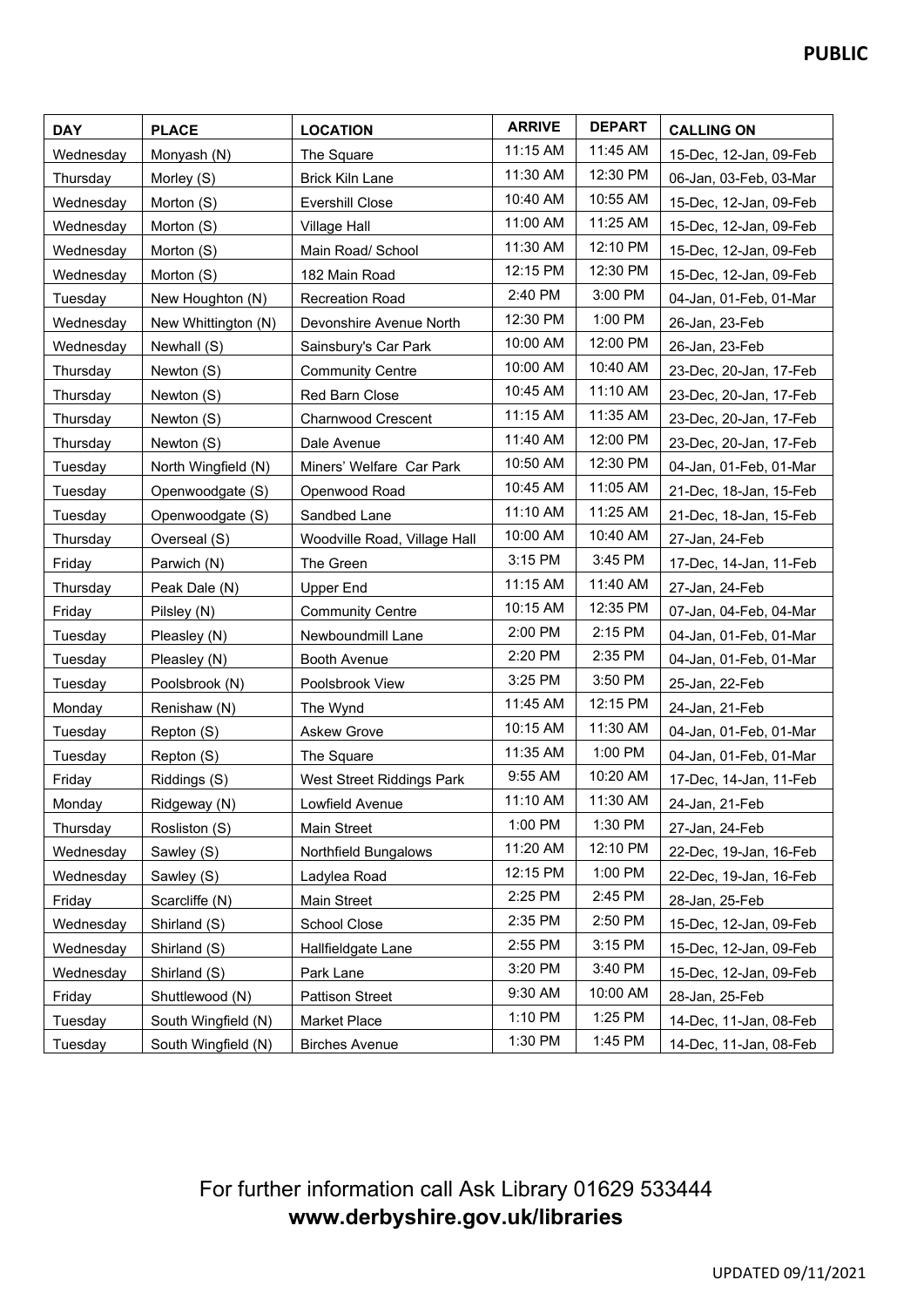| DAY | PLACE | LOCATION | ARRIVE | DEPART | CALLING ON |
|---|---|---|---|---|---|
| Wednesday | Monyash (N) | The Square | 11:15 AM | 11:45 AM | 15-Dec, 12-Jan, 09-Feb |
| Thursday | Morley (S) | Brick Kiln Lane | 11:30 AM | 12:30 PM | 06-Jan, 03-Feb, 03-Mar |
| Wednesday | Morton (S) | Evershill Close | 10:40 AM | 10:55 AM | 15-Dec, 12-Jan, 09-Feb |
| Wednesday | Morton (S) | Village Hall | 11:00 AM | 11:25 AM | 15-Dec, 12-Jan, 09-Feb |
| Wednesday | Morton (S) | Main Road/ School | 11:30 AM | 12:10 PM | 15-Dec, 12-Jan, 09-Feb |
| Wednesday | Morton (S) | 182 Main Road | 12:15 PM | 12:30 PM | 15-Dec, 12-Jan, 09-Feb |
| Tuesday | New Houghton (N) | Recreation Road | 2:40 PM | 3:00 PM | 04-Jan, 01-Feb, 01-Mar |
| Wednesday | New Whittington (N) | Devonshire Avenue North | 12:30 PM | 1:00 PM | 26-Jan, 23-Feb |
| Wednesday | Newhall (S) | Sainsbury's Car Park | 10:00 AM | 12:00 PM | 26-Jan, 23-Feb |
| Thursday | Newton (S) | Community Centre | 10:00 AM | 10:40 AM | 23-Dec, 20-Jan, 17-Feb |
| Thursday | Newton (S) | Red Barn Close | 10:45 AM | 11:10 AM | 23-Dec, 20-Jan, 17-Feb |
| Thursday | Newton (S) | Charnwood Crescent | 11:15 AM | 11:35 AM | 23-Dec, 20-Jan, 17-Feb |
| Thursday | Newton (S) | Dale Avenue | 11:40 AM | 12:00 PM | 23-Dec, 20-Jan, 17-Feb |
| Tuesday | North Wingfield (N) | Miners' Welfare Car Park | 10:50 AM | 12:30 PM | 04-Jan, 01-Feb, 01-Mar |
| Tuesday | Openwoodgate (S) | Openwood Road | 10:45 AM | 11:05 AM | 21-Dec, 18-Jan, 15-Feb |
| Tuesday | Openwoodgate (S) | Sandbed Lane | 11:10 AM | 11:25 AM | 21-Dec, 18-Jan, 15-Feb |
| Thursday | Overseal (S) | Woodville Road, Village Hall | 10:00 AM | 10:40 AM | 27-Jan, 24-Feb |
| Friday | Parwich (N) | The Green | 3:15 PM | 3:45 PM | 17-Dec, 14-Jan, 11-Feb |
| Thursday | Peak Dale (N) | Upper End | 11:15 AM | 11:40 AM | 27-Jan, 24-Feb |
| Friday | Pilsley (N) | Community Centre | 10:15 AM | 12:35 PM | 07-Jan, 04-Feb, 04-Mar |
| Tuesday | Pleasley (N) | Newboundmill Lane | 2:00 PM | 2:15 PM | 04-Jan, 01-Feb, 01-Mar |
| Tuesday | Pleasley (N) | Booth Avenue | 2:20 PM | 2:35 PM | 04-Jan, 01-Feb, 01-Mar |
| Tuesday | Poolsbrook (N) | Poolsbrook View | 3:25 PM | 3:50 PM | 25-Jan, 22-Feb |
| Monday | Renishaw (N) | The Wynd | 11:45 AM | 12:15 PM | 24-Jan, 21-Feb |
| Tuesday | Repton (S) | Askew Grove | 10:15 AM | 11:30 AM | 04-Jan, 01-Feb, 01-Mar |
| Tuesday | Repton (S) | The Square | 11:35 AM | 1:00 PM | 04-Jan, 01-Feb, 01-Mar |
| Friday | Riddings (S) | West Street Riddings Park | 9:55 AM | 10:20 AM | 17-Dec, 14-Jan, 11-Feb |
| Monday | Ridgeway (N) | Lowfield Avenue | 11:10 AM | 11:30 AM | 24-Jan, 21-Feb |
| Thursday | Rosliston (S) | Main Street | 1:00 PM | 1:30 PM | 27-Jan, 24-Feb |
| Wednesday | Sawley (S) | Northfield Bungalows | 11:20 AM | 12:10 PM | 22-Dec, 19-Jan, 16-Feb |
| Wednesday | Sawley (S) | Ladylea Road | 12:15 PM | 1:00 PM | 22-Dec, 19-Jan, 16-Feb |
| Friday | Scarcliffe (N) | Main Street | 2:25 PM | 2:45 PM | 28-Jan, 25-Feb |
| Wednesday | Shirland (S) | School Close | 2:35 PM | 2:50 PM | 15-Dec, 12-Jan, 09-Feb |
| Wednesday | Shirland (S) | Hallfieldgate Lane | 2:55 PM | 3:15 PM | 15-Dec, 12-Jan, 09-Feb |
| Wednesday | Shirland (S) | Park Lane | 3:20 PM | 3:40 PM | 15-Dec, 12-Jan, 09-Feb |
| Friday | Shuttlewood (N) | Pattison Street | 9:30 AM | 10:00 AM | 28-Jan, 25-Feb |
| Tuesday | South Wingfield (N) | Market Place | 1:10 PM | 1:25 PM | 14-Dec, 11-Jan, 08-Feb |
| Tuesday | South Wingfield (N) | Birches Avenue | 1:30 PM | 1:45 PM | 14-Dec, 11-Jan, 08-Feb |

For further information call Ask Library 01629 533444

**www.derbyshire.gov.uk/libraries**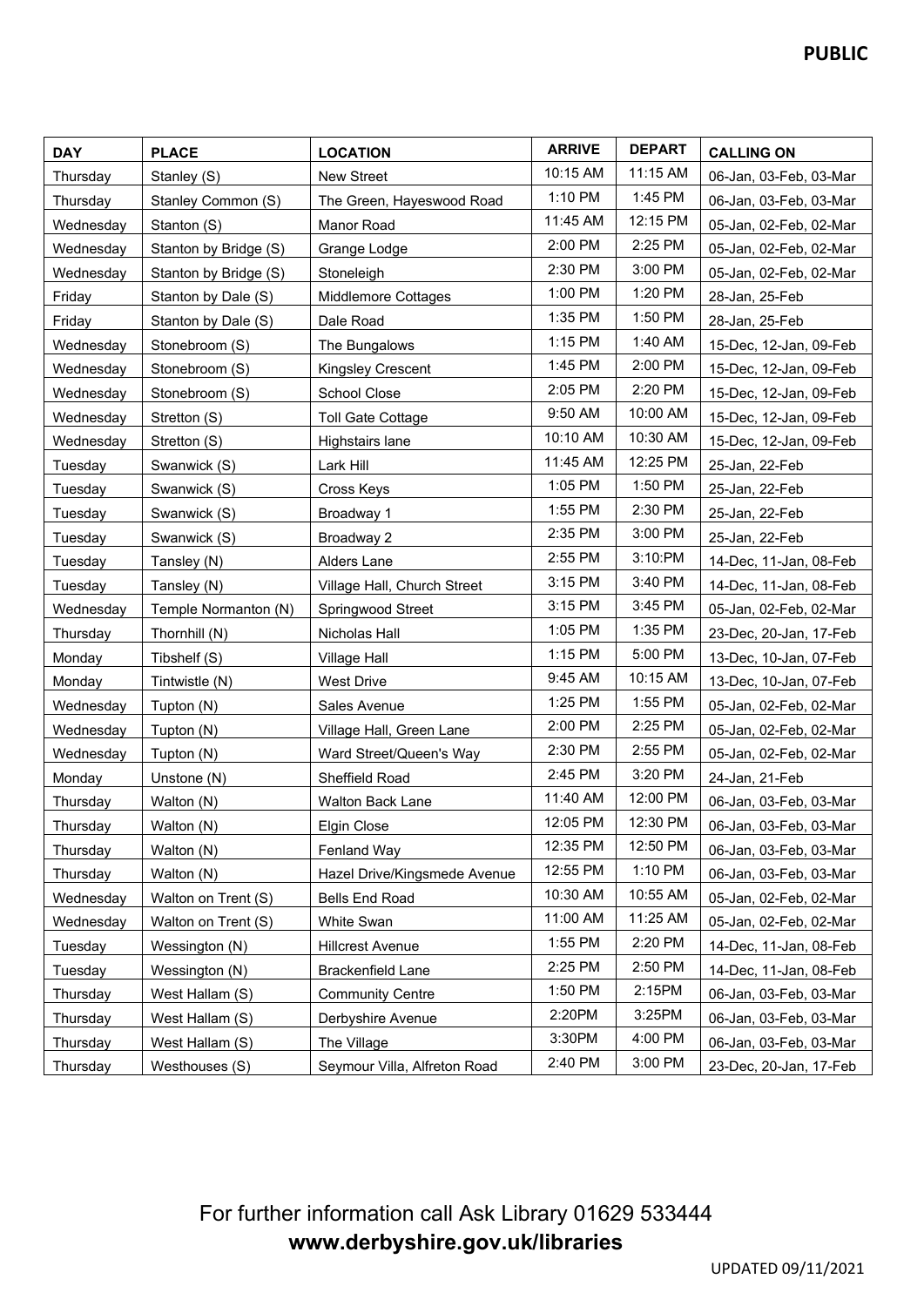| DAY | PLACE | LOCATION | ARRIVE | DEPART | CALLING ON |
|---|---|---|---|---|---|
| Thursday | Stanley (S) | New Street | 10:15 AM | 11:15 AM | 06-Jan, 03-Feb, 03-Mar |
| Thursday | Stanley Common (S) | The Green, Hayeswood Road | 1:10 PM | 1:45 PM | 06-Jan, 03-Feb, 03-Mar |
| Wednesday | Stanton (S) | Manor Road | 11:45 AM | 12:15 PM | 05-Jan, 02-Feb, 02-Mar |
| Wednesday | Stanton by Bridge (S) | Grange Lodge | 2:00 PM | 2:25 PM | 05-Jan, 02-Feb, 02-Mar |
| Wednesday | Stanton by Bridge (S) | Stoneleigh | 2:30 PM | 3:00 PM | 05-Jan, 02-Feb, 02-Mar |
| Friday | Stanton by Dale (S) | Middlemore Cottages | 1:00 PM | 1:20 PM | 28-Jan, 25-Feb |
| Friday | Stanton by Dale (S) | Dale Road | 1:35 PM | 1:50 PM | 28-Jan, 25-Feb |
| Wednesday | Stonebroom (S) | The Bungalows | 1:15 PM | 1:40 AM | 15-Dec, 12-Jan, 09-Feb |
| Wednesday | Stonebroom (S) | Kingsley Crescent | 1:45 PM | 2:00 PM | 15-Dec, 12-Jan, 09-Feb |
| Wednesday | Stonebroom (S) | School Close | 2:05 PM | 2:20 PM | 15-Dec, 12-Jan, 09-Feb |
| Wednesday | Stretton (S) | Toll Gate Cottage | 9:50 AM | 10:00 AM | 15-Dec, 12-Jan, 09-Feb |
| Wednesday | Stretton (S) | Highstairs lane | 10:10 AM | 10:30 AM | 15-Dec, 12-Jan, 09-Feb |
| Tuesday | Swanwick (S) | Lark Hill | 11:45 AM | 12:25 PM | 25-Jan, 22-Feb |
| Tuesday | Swanwick (S) | Cross Keys | 1:05 PM | 1:50 PM | 25-Jan, 22-Feb |
| Tuesday | Swanwick (S) | Broadway 1 | 1:55 PM | 2:30 PM | 25-Jan, 22-Feb |
| Tuesday | Swanwick (S) | Broadway 2 | 2:35 PM | 3:00 PM | 25-Jan, 22-Feb |
| Tuesday | Tansley (N) | Alders Lane | 2:55 PM | 3:10:PM | 14-Dec, 11-Jan, 08-Feb |
| Tuesday | Tansley (N) | Village Hall, Church Street | 3:15 PM | 3:40 PM | 14-Dec, 11-Jan, 08-Feb |
| Wednesday | Temple Normanton (N) | Springwood Street | 3:15 PM | 3:45 PM | 05-Jan, 02-Feb, 02-Mar |
| Thursday | Thornhill (N) | Nicholas Hall | 1:05 PM | 1:35 PM | 23-Dec, 20-Jan, 17-Feb |
| Monday | Tibshelf (S) | Village Hall | 1:15 PM | 5:00 PM | 13-Dec, 10-Jan, 07-Feb |
| Monday | Tintwistle (N) | West Drive | 9:45 AM | 10:15 AM | 13-Dec, 10-Jan, 07-Feb |
| Wednesday | Tupton (N) | Sales Avenue | 1:25 PM | 1:55 PM | 05-Jan, 02-Feb, 02-Mar |
| Wednesday | Tupton (N) | Village Hall, Green Lane | 2:00 PM | 2:25 PM | 05-Jan, 02-Feb, 02-Mar |
| Wednesday | Tupton (N) | Ward Street/Queen's Way | 2:30 PM | 2:55 PM | 05-Jan, 02-Feb, 02-Mar |
| Monday | Unstone (N) | Sheffield Road | 2:45 PM | 3:20 PM | 24-Jan, 21-Feb |
| Thursday | Walton (N) | Walton Back Lane | 11:40 AM | 12:00 PM | 06-Jan, 03-Feb, 03-Mar |
| Thursday | Walton (N) | Elgin Close | 12:05 PM | 12:30 PM | 06-Jan, 03-Feb, 03-Mar |
| Thursday | Walton (N) | Fenland Way | 12:35 PM | 12:50 PM | 06-Jan, 03-Feb, 03-Mar |
| Thursday | Walton (N) | Hazel Drive/Kingsmede Avenue | 12:55 PM | 1:10 PM | 06-Jan, 03-Feb, 03-Mar |
| Wednesday | Walton on Trent (S) | Bells End Road | 10:30 AM | 10:55 AM | 05-Jan, 02-Feb, 02-Mar |
| Wednesday | Walton on Trent (S) | White Swan | 11:00 AM | 11:25 AM | 05-Jan, 02-Feb, 02-Mar |
| Tuesday | Wessington (N) | Hillcrest Avenue | 1:55 PM | 2:20 PM | 14-Dec, 11-Jan, 08-Feb |
| Tuesday | Wessington (N) | Brackenfield Lane | 2:25 PM | 2:50 PM | 14-Dec, 11-Jan, 08-Feb |
| Thursday | West Hallam (S) | Community Centre | 1:50 PM | 2:15PM | 06-Jan, 03-Feb, 03-Mar |
| Thursday | West Hallam (S) | Derbyshire Avenue | 2:20PM | 3:25PM | 06-Jan, 03-Feb, 03-Mar |
| Thursday | West Hallam (S) | The Village | 3:30PM | 4:00 PM | 06-Jan, 03-Feb, 03-Mar |
| Thursday | Westhouses (S) | Seymour Villa, Alfreton Road | 2:40 PM | 3:00 PM | 23-Dec, 20-Jan, 17-Feb |

For further information call Ask Library 01629 533444

**www.derbyshire.gov.uk/libraries**

UPDATED 09/11/2021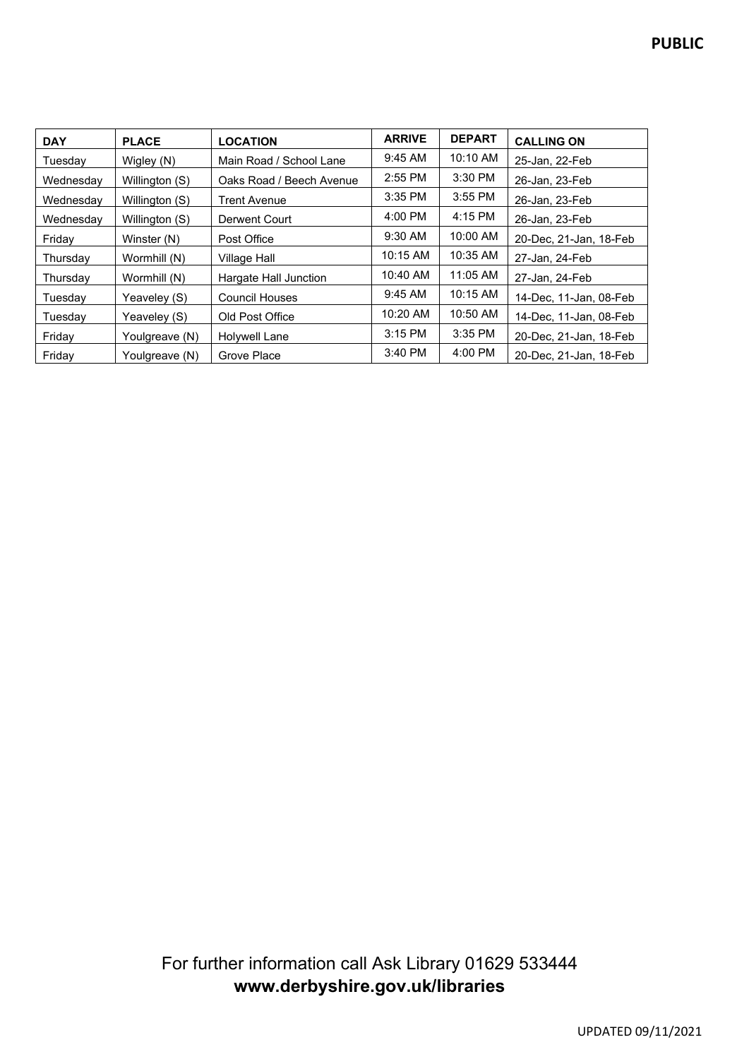| DAY | PLACE | LOCATION | ARRIVE | DEPART | CALLING ON |
|---|---|---|---|---|---|
| Tuesday | Wigley (N) | Main Road / School Lane | 9:45 AM | 10:10 AM | 25-Jan, 22-Feb |
| Wednesday | Willington (S) | Oaks Road / Beech Avenue | 2:55 PM | 3:30 PM | 26-Jan, 23-Feb |
| Wednesday | Willington (S) | Trent Avenue | 3:35 PM | 3:55 PM | 26-Jan, 23-Feb |
| Wednesday | Willington (S) | Derwent Court | 4:00 PM | 4:15 PM | 26-Jan, 23-Feb |
| Friday | Winster (N) | Post Office | 9:30 AM | 10:00 AM | 20-Dec, 21-Jan, 18-Feb |
| Thursday | Wormhill (N) | Village Hall | 10:15 AM | 10:35 AM | 27-Jan, 24-Feb |
| Thursday | Wormhill (N) | Hargate Hall Junction | 10:40 AM | 11:05 AM | 27-Jan, 24-Feb |
| Tuesday | Yeaveley (S) | Council Houses | 9:45 AM | 10:15 AM | 14-Dec, 11-Jan, 08-Feb |
| Tuesday | Yeaveley (S) | Old Post Office | 10:20 AM | 10:50 AM | 14-Dec, 11-Jan, 08-Feb |
| Friday | Youlgreave (N) | Holywell Lane | 3:15 PM | 3:35 PM | 20-Dec, 21-Jan, 18-Feb |
| Friday | Youlgreave (N) | Grove Place | 3:40 PM | 4:00 PM | 20-Dec, 21-Jan, 18-Feb |

For further information call Ask Library 01629 533444

**www.derbyshire.gov.uk/libraries**